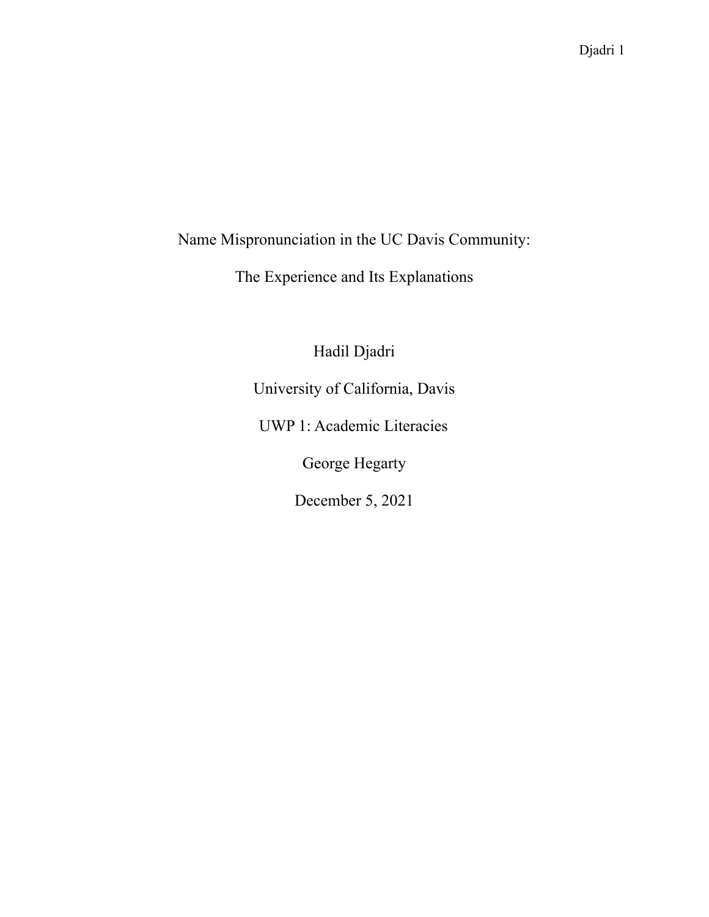# Name Mispronunciation in the UC Davis Community:

# The Experience and Its Explanations

Hadil Djadri

University of California, Davis

UWP 1: Academic Literacies

George Hegarty

December 5, 2021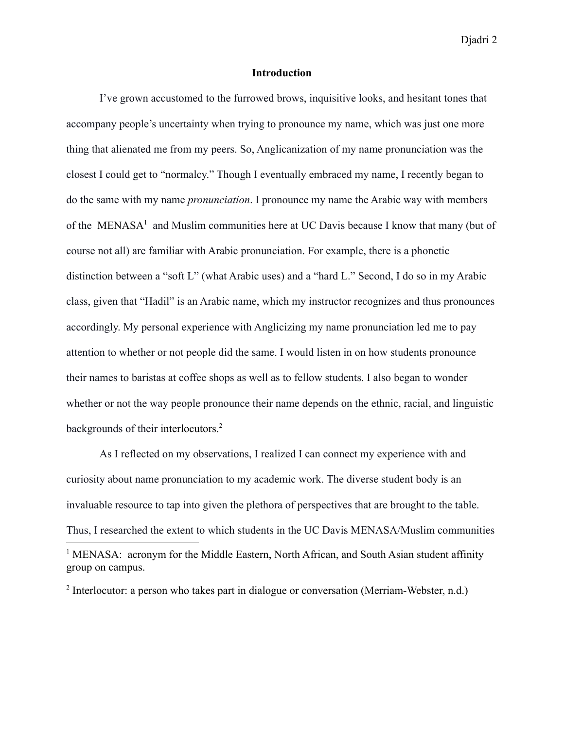# Introduction

I've grown accustomed to the furrowed brows, inquisitive looks, and hesitant tones that accompany people's uncertainty when trying to pronounce my name, which was just one more thing that alienated me from my peers. So, Anglicanization of my name pronunciation was the closest I could get to "normalcy." Though I eventually embraced my name, I recently began to do the same with my name *pronunciation*. I pronounce my name the Arabic way with members of the MENASA[1] and Muslim communities here at UC Davis because I know that many (but of course not all) are familiar with Arabic pronunciation. For example, there is a phonetic distinction between a "soft L" (what Arabic uses) and a "hard L." Second, I do so in my Arabic class, given that "Hadil" is an Arabic name, which my instructor recognizes and thus pronounces accordingly. My personal experience with Anglicizing my name pronunciation led me to pay attention to whether or not people did the same. I would listen in on how students pronounce their names to baristas at coffee shops as well as to fellow students. I also began to wonder whether or not the way people pronounce their name depends on the ethnic, racial, and linguistic backgrounds of their interlocutors.[2]

As I reflected on my observations, I realized I can connect my experience with and curiosity about name pronunciation to my academic work. The diverse student body is an invaluable resource to tap into given the plethora of perspectives that are brought to the table. Thus, I researched the extent to which students in the UC Davis MENASA/Muslim communities

[1] MENASA: acronym for the Middle Eastern, North African, and South Asian student affinity group on campus.

[2] Interlocutor: a person who takes part in dialogue or conversation (Merriam-Webster, n.d.)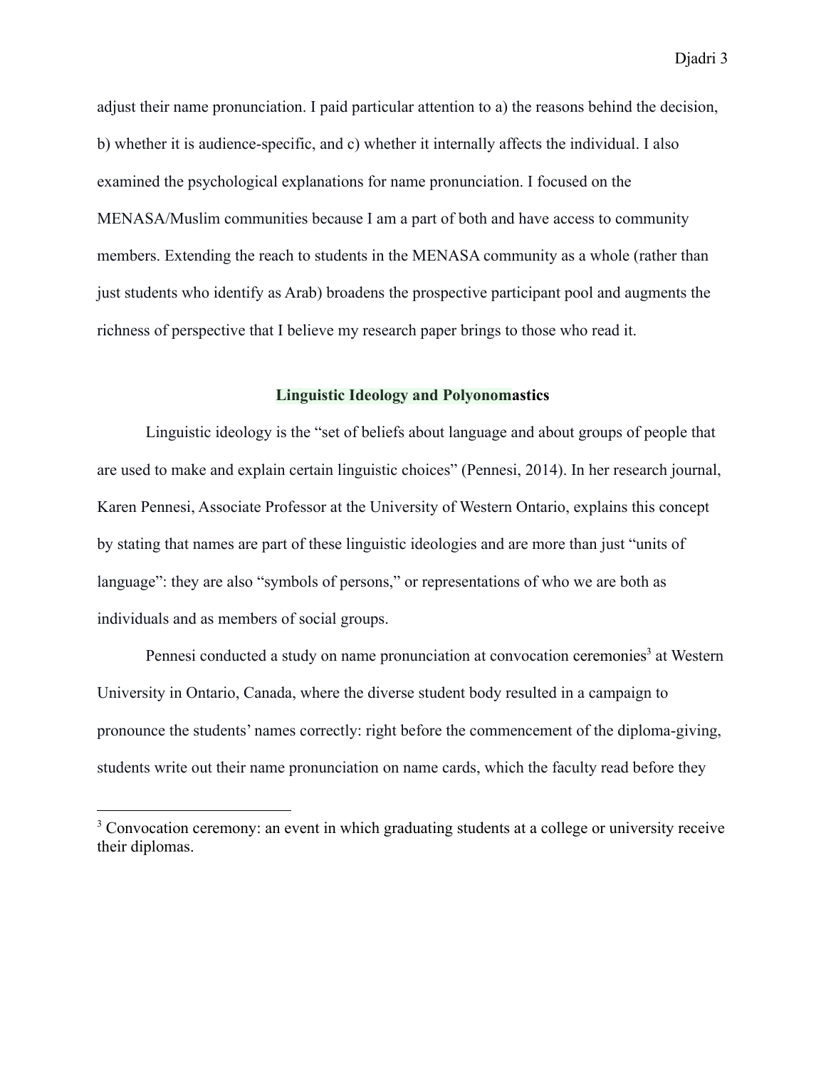adjust their name pronunciation. I paid particular attention to a) the reasons behind the decision, b) whether it is audience-specific, and c) whether it internally affects the individual. I also examined the psychological explanations for name pronunciation. I focused on the MENASA/Muslim communities because I am a part of both and have access to community members. Extending the reach to students in the MENASA community as a whole (rather than just students who identify as Arab) broadens the prospective participant pool and augments the richness of perspective that I believe my research paper brings to those who read it.

## Linguistic Ideology and Polyonomastics

Linguistic ideology is the "set of beliefs about language and about groups of people that are used to make and explain certain linguistic choices" (Pennesi, 2014). In her research journal, Karen Pennesi, Associate Professor at the University of Western Ontario, explains this concept by stating that names are part of these linguistic ideologies and are more than just "units of language": they are also "symbols of persons," or representations of who we are both as individuals and as members of social groups.

Pennesi conducted a study on name pronunciation at convocation ceremonies[3] at Western University in Ontario, Canada, where the diverse student body resulted in a campaign to pronounce the students' names correctly: right before the commencement of the diploma-giving, students write out their name pronunciation on name cards, which the faculty read before they

---

[3] Convocation ceremony: an event in which graduating students at a college or university receive their diplomas.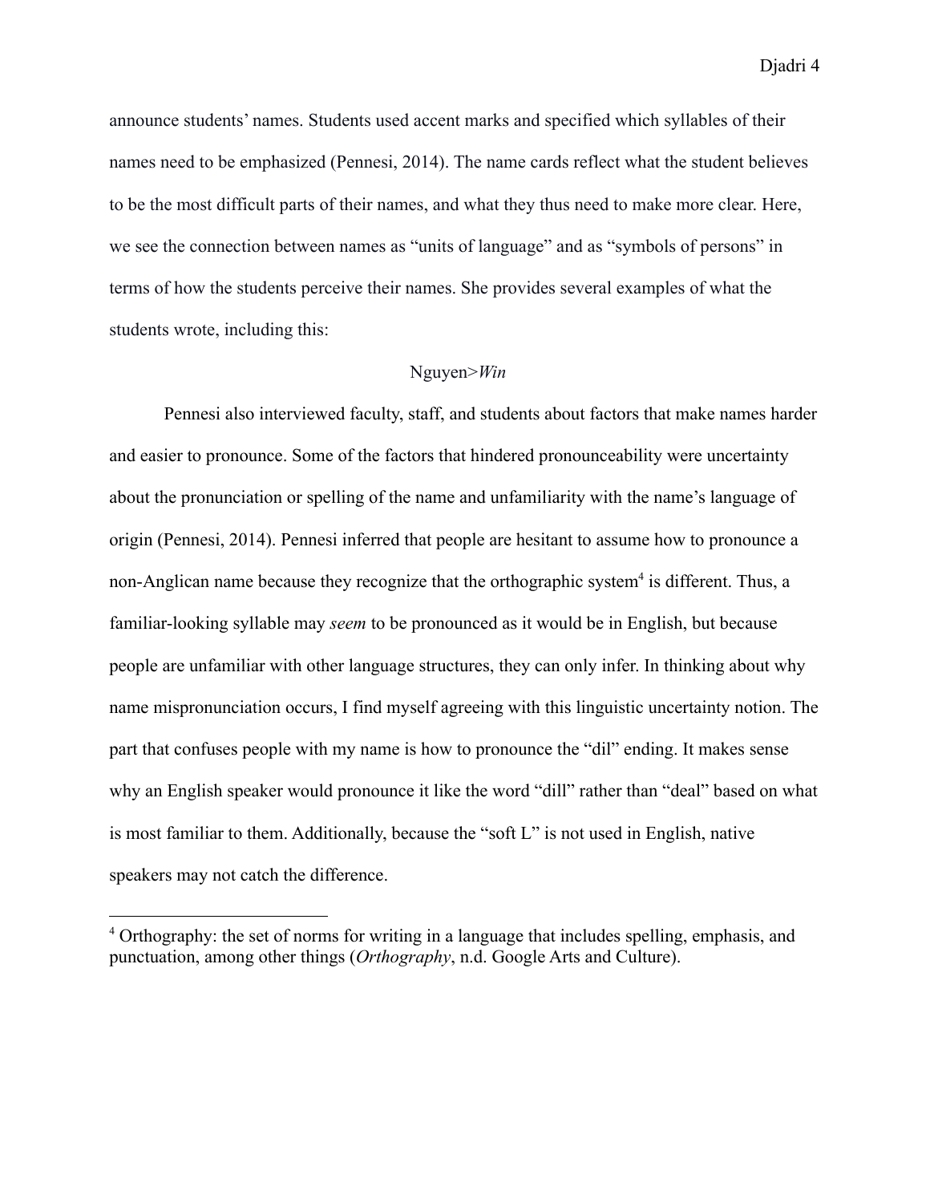announce students' names. Students used accent marks and specified which syllables of their names need to be emphasized (Pennesi, 2014). The name cards reflect what the student believes to be the most difficult parts of their names, and what they thus need to make more clear. Here, we see the connection between names as "units of language" and as "symbols of persons" in terms of how the students perceive their names. She provides several examples of what the students wrote, including this:

Nguyen>*Win*

Pennesi also interviewed faculty, staff, and students about factors that make names harder and easier to pronounce. Some of the factors that hindered pronounceability were uncertainty about the pronunciation or spelling of the name and unfamiliarity with the name's language of origin (Pennesi, 2014). Pennesi inferred that people are hesitant to assume how to pronounce a non-Anglican name because they recognize that the orthographic system[4] is different. Thus, a familiar-looking syllable may *seem* to be pronounced as it would be in English, but because people are unfamiliar with other language structures, they can only infer. In thinking about why name mispronunciation occurs, I find myself agreeing with this linguistic uncertainty notion. The part that confuses people with my name is how to pronounce the "dil" ending. It makes sense why an English speaker would pronounce it like the word "dill" rather than "deal" based on what is most familiar to them. Additionally, because the "soft L" is not used in English, native speakers may not catch the difference.

---

[4] Orthography: the set of norms for writing in a language that includes spelling, emphasis, and punctuation, among other things (*Orthography*, n.d. Google Arts and Culture).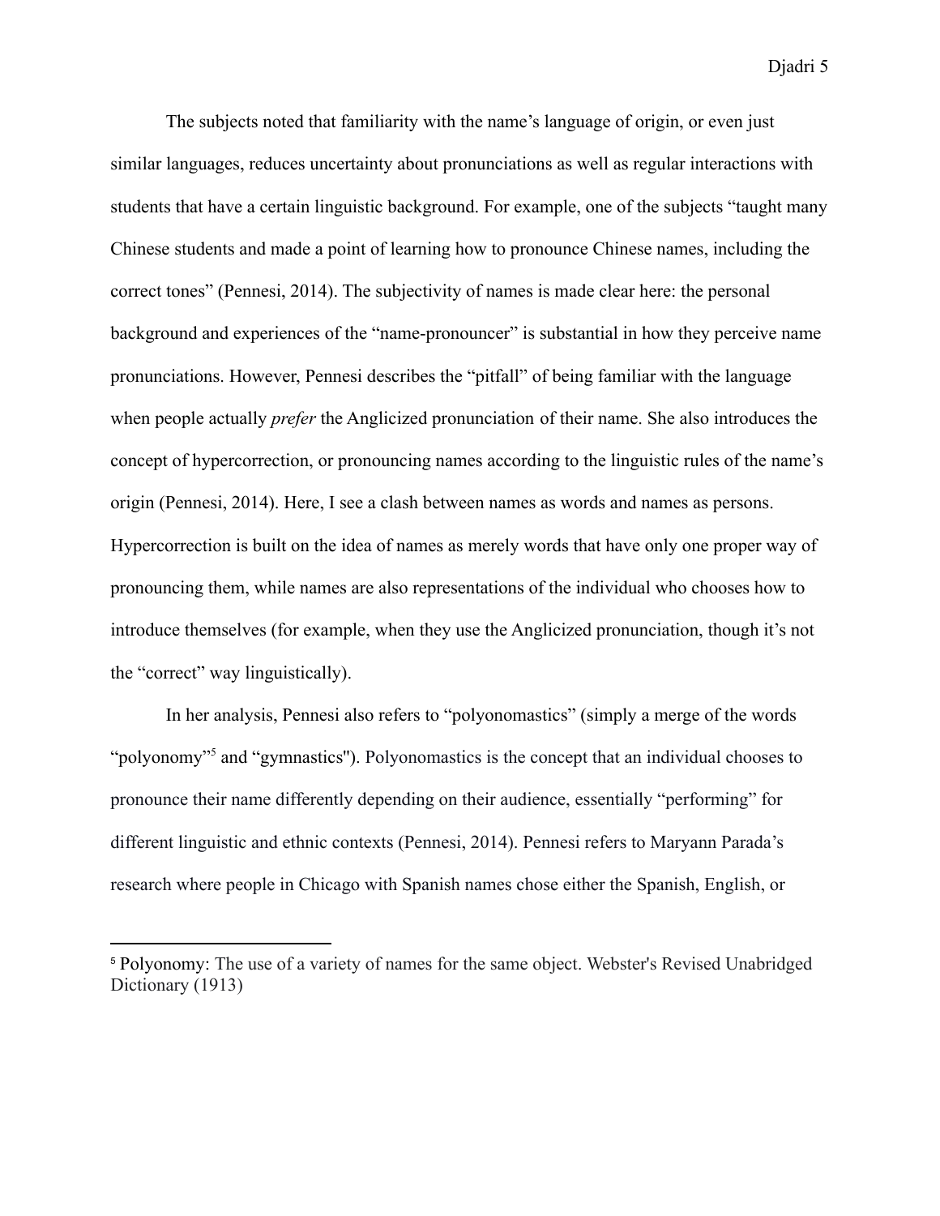The subjects noted that familiarity with the name's language of origin, or even just similar languages, reduces uncertainty about pronunciations as well as regular interactions with students that have a certain linguistic background. For example, one of the subjects "taught many Chinese students and made a point of learning how to pronounce Chinese names, including the correct tones" (Pennesi, 2014). The subjectivity of names is made clear here: the personal background and experiences of the "name-pronouncer" is substantial in how they perceive name pronunciations. However, Pennesi describes the "pitfall" of being familiar with the language when people actually *prefer* the Anglicized pronunciation of their name. She also introduces the concept of hypercorrection, or pronouncing names according to the linguistic rules of the name's origin (Pennesi, 2014). Here, I see a clash between names as words and names as persons. Hypercorrection is built on the idea of names as merely words that have only one proper way of pronouncing them, while names are also representations of the individual who chooses how to introduce themselves (for example, when they use the Anglicized pronunciation, though it's not the "correct" way linguistically).

In her analysis, Pennesi also refers to "polyonomastics" (simply a merge of the words "polyonomy"[5] and "gymnastics"). Polyonomastics is the concept that an individual chooses to pronounce their name differently depending on their audience, essentially "performing" for different linguistic and ethnic contexts (Pennesi, 2014). Pennesi refers to Maryann Parada's research where people in Chicago with Spanish names chose either the Spanish, English, or

[5] Polyonomy: The use of a variety of names for the same object. Webster's Revised Unabridged Dictionary (1913)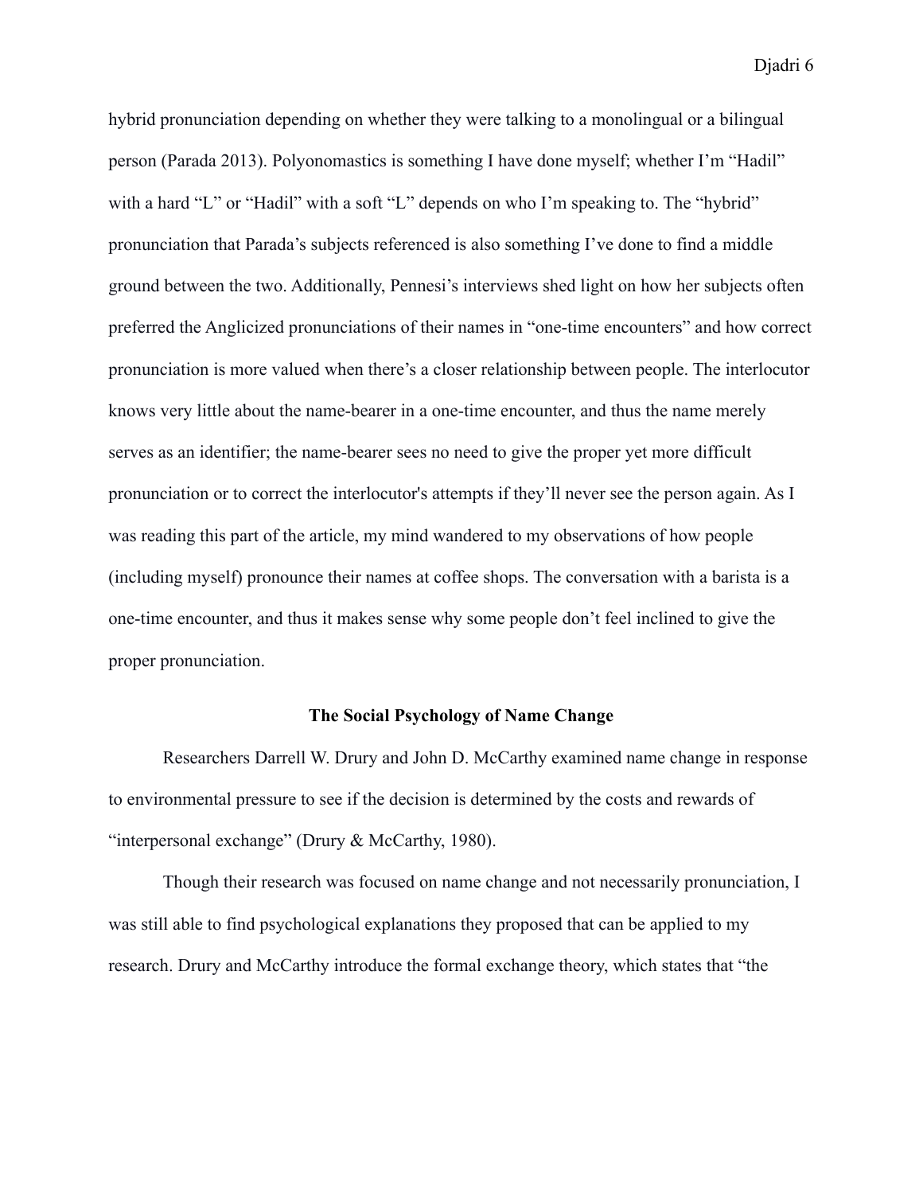hybrid pronunciation depending on whether they were talking to a monolingual or a bilingual person (Parada 2013). Polyonomastics is something I have done myself; whether I'm "Hadil" with a hard "L" or "Hadil" with a soft "L" depends on who I'm speaking to. The "hybrid" pronunciation that Parada's subjects referenced is also something I've done to find a middle ground between the two. Additionally, Pennesi's interviews shed light on how her subjects often preferred the Anglicized pronunciations of their names in "one-time encounters" and how correct pronunciation is more valued when there's a closer relationship between people. The interlocutor knows very little about the name-bearer in a one-time encounter, and thus the name merely serves as an identifier; the name-bearer sees no need to give the proper yet more difficult pronunciation or to correct the interlocutor's attempts if they'll never see the person again. As I was reading this part of the article, my mind wandered to my observations of how people (including myself) pronounce their names at coffee shops. The conversation with a barista is a one-time encounter, and thus it makes sense why some people don't feel inclined to give the proper pronunciation.

## The Social Psychology of Name Change

Researchers Darrell W. Drury and John D. McCarthy examined name change in response to environmental pressure to see if the decision is determined by the costs and rewards of "interpersonal exchange" (Drury & McCarthy, 1980).

Though their research was focused on name change and not necessarily pronunciation, I was still able to find psychological explanations they proposed that can be applied to my research. Drury and McCarthy introduce the formal exchange theory, which states that "the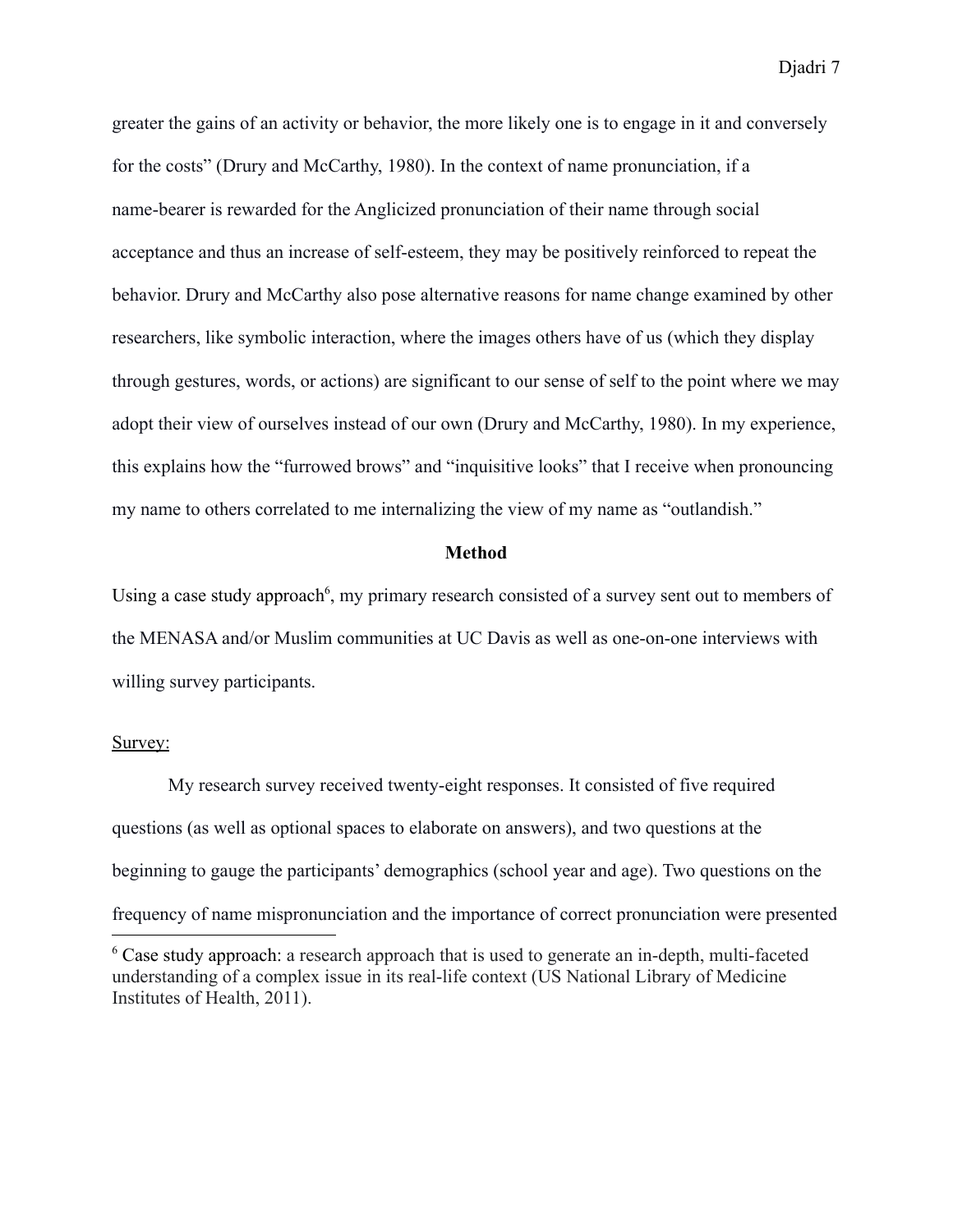greater the gains of an activity or behavior, the more likely one is to engage in it and conversely for the costs" (Drury and McCarthy, 1980). In the context of name pronunciation, if a name-bearer is rewarded for the Anglicized pronunciation of their name through social acceptance and thus an increase of self-esteem, they may be positively reinforced to repeat the behavior. Drury and McCarthy also pose alternative reasons for name change examined by other researchers, like symbolic interaction, where the images others have of us (which they display through gestures, words, or actions) are significant to our sense of self to the point where we may adopt their view of ourselves instead of our own (Drury and McCarthy, 1980). In my experience, this explains how the "furrowed brows" and "inquisitive looks" that I receive when pronouncing my name to others correlated to me internalizing the view of my name as "outlandish."

## Method

Using a case study approach[6], my primary research consisted of a survey sent out to members of the MENASA and/or Muslim communities at UC Davis as well as one-on-one interviews with willing survey participants.

Survey:

My research survey received twenty-eight responses. It consisted of five required questions (as well as optional spaces to elaborate on answers), and two questions at the beginning to gauge the participants' demographics (school year and age). Two questions on the frequency of name mispronunciation and the importance of correct pronunciation were presented

---

[6] Case study approach: a research approach that is used to generate an in-depth, multi-faceted understanding of a complex issue in its real-life context (US National Library of Medicine Institutes of Health, 2011).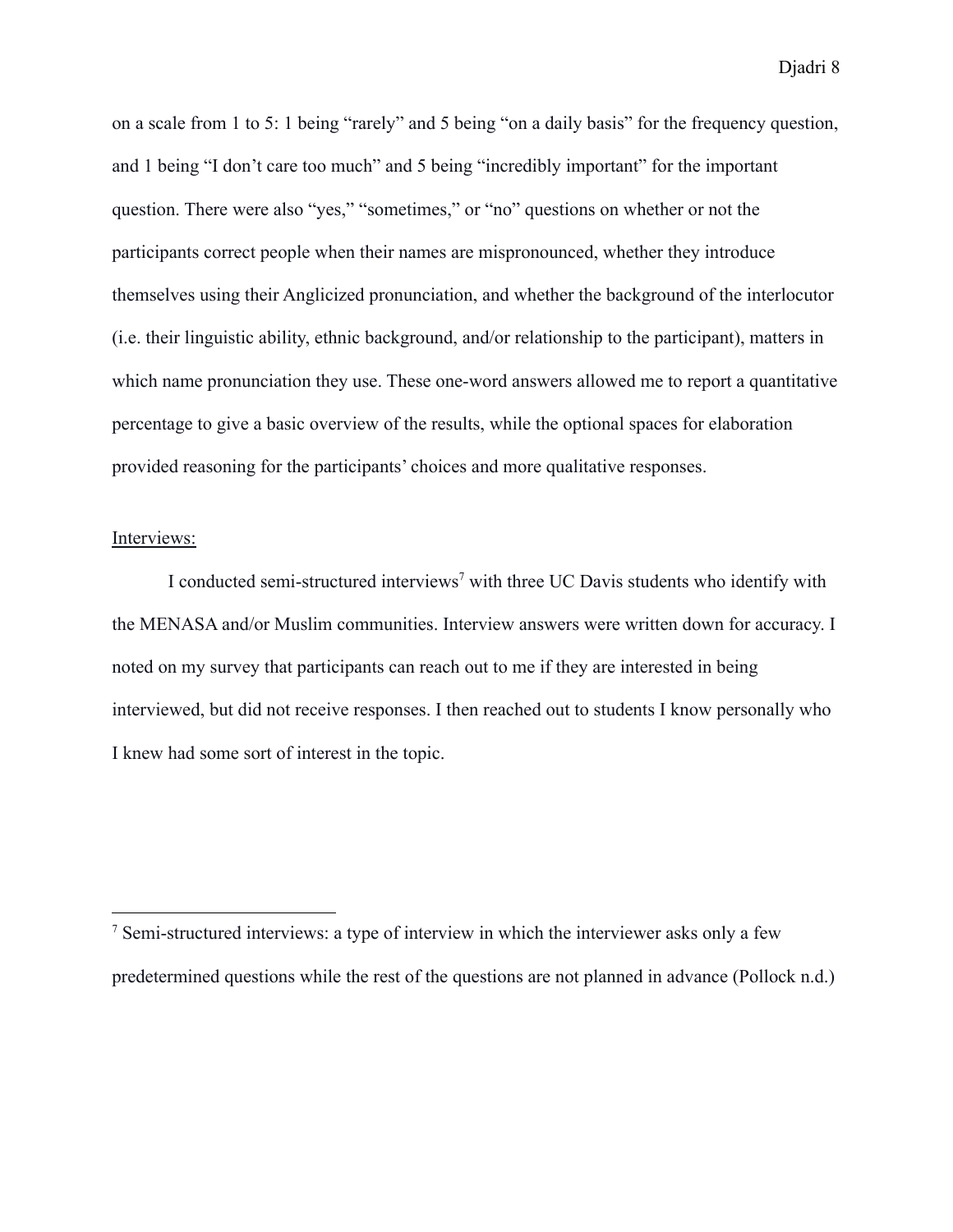on a scale from 1 to 5: 1 being "rarely" and 5 being "on a daily basis" for the frequency question, and 1 being "I don't care too much" and 5 being "incredibly important" for the important question. There were also "yes," "sometimes," or "no" questions on whether or not the participants correct people when their names are mispronounced, whether they introduce themselves using their Anglicized pronunciation, and whether the background of the interlocutor (i.e. their linguistic ability, ethnic background, and/or relationship to the participant), matters in which name pronunciation they use. These one-word answers allowed me to report a quantitative percentage to give a basic overview of the results, while the optional spaces for elaboration provided reasoning for the participants' choices and more qualitative responses.

<u>Interviews:</u>

I conducted semi-structured interviews[7] with three UC Davis students who identify with the MENASA and/or Muslim communities. Interview answers were written down for accuracy. I noted on my survey that participants can reach out to me if they are interested in being interviewed, but did not receive responses. I then reached out to students I know personally who I knew had some sort of interest in the topic.

---

[7] Semi-structured interviews: a type of interview in which the interviewer asks only a few predetermined questions while the rest of the questions are not planned in advance (Pollock n.d.)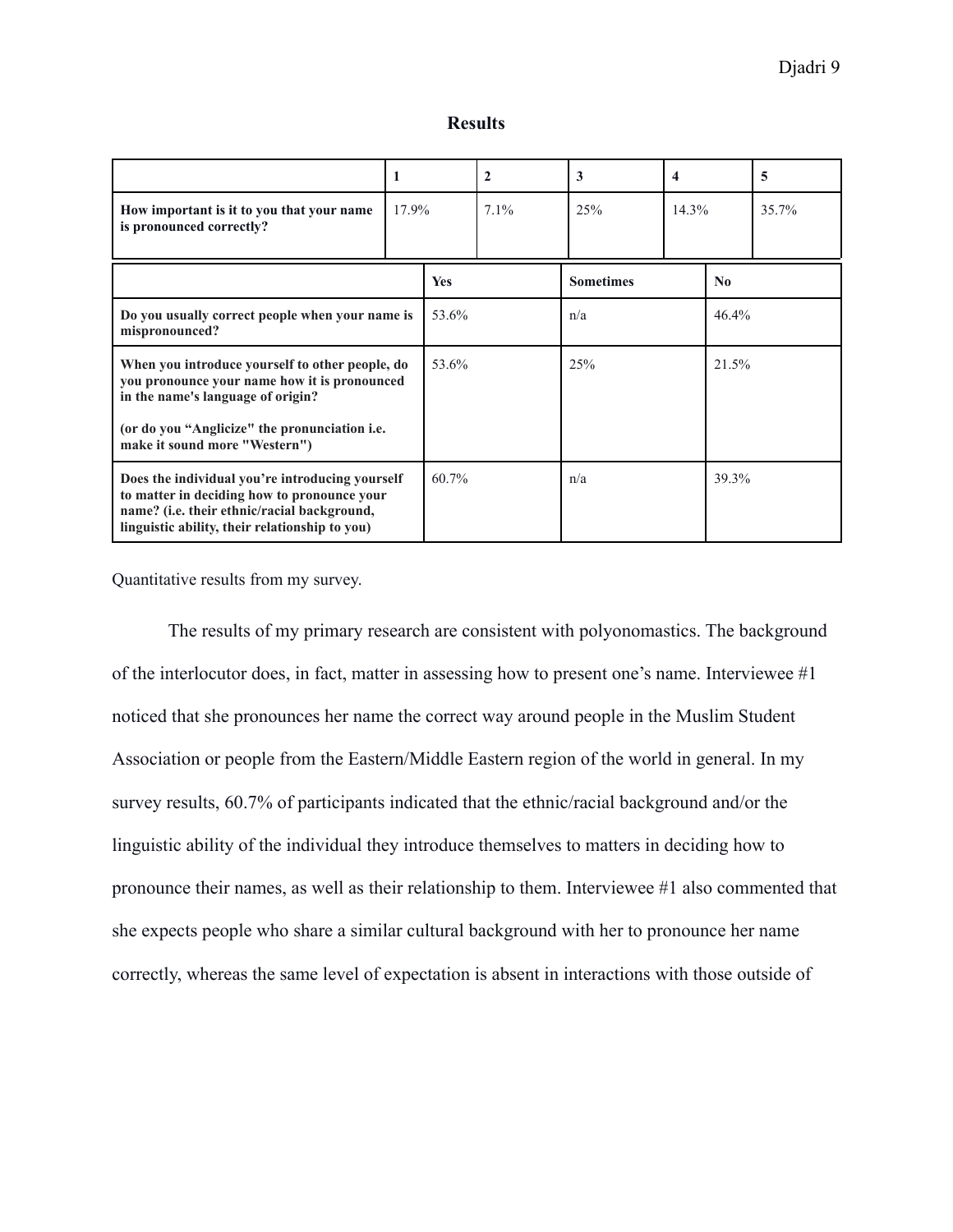## Results

| | 1 | 2 | 3 | 4 | 5 |
|---|---|---|---|---|---|
| **How important is it to you that your name is pronounced correctly?** | 17.9% | 7.1% | 25% | 14.3% | 35.7% |

| | Yes | Sometimes | No |
|---|---|---|---|
| **Do you usually correct people when your name is mispronounced?** | 53.6% | n/a | 46.4% |
| **When you introduce yourself to other people, do you pronounce your name how it is pronounced in the name's language of origin? (or do you "Anglicize" the pronunciation i.e. make it sound more "Western")** | 53.6% | 25% | 21.5% |
| **Does the individual you're introducing yourself to matter in deciding how to pronounce your name? (i.e. their ethnic/racial background, linguistic ability, their relationship to you)** | 60.7% | n/a | 39.3% |

Quantitative results from my survey.

The results of my primary research are consistent with polyonomastics. The background of the interlocutor does, in fact, matter in assessing how to present one's name. Interviewee #1 noticed that she pronounces her name the correct way around people in the Muslim Student Association or people from the Eastern/Middle Eastern region of the world in general. In my survey results, 60.7% of participants indicated that the ethnic/racial background and/or the linguistic ability of the individual they introduce themselves to matters in deciding how to pronounce their names, as well as their relationship to them. Interviewee #1 also commented that she expects people who share a similar cultural background with her to pronounce her name correctly, whereas the same level of expectation is absent in interactions with those outside of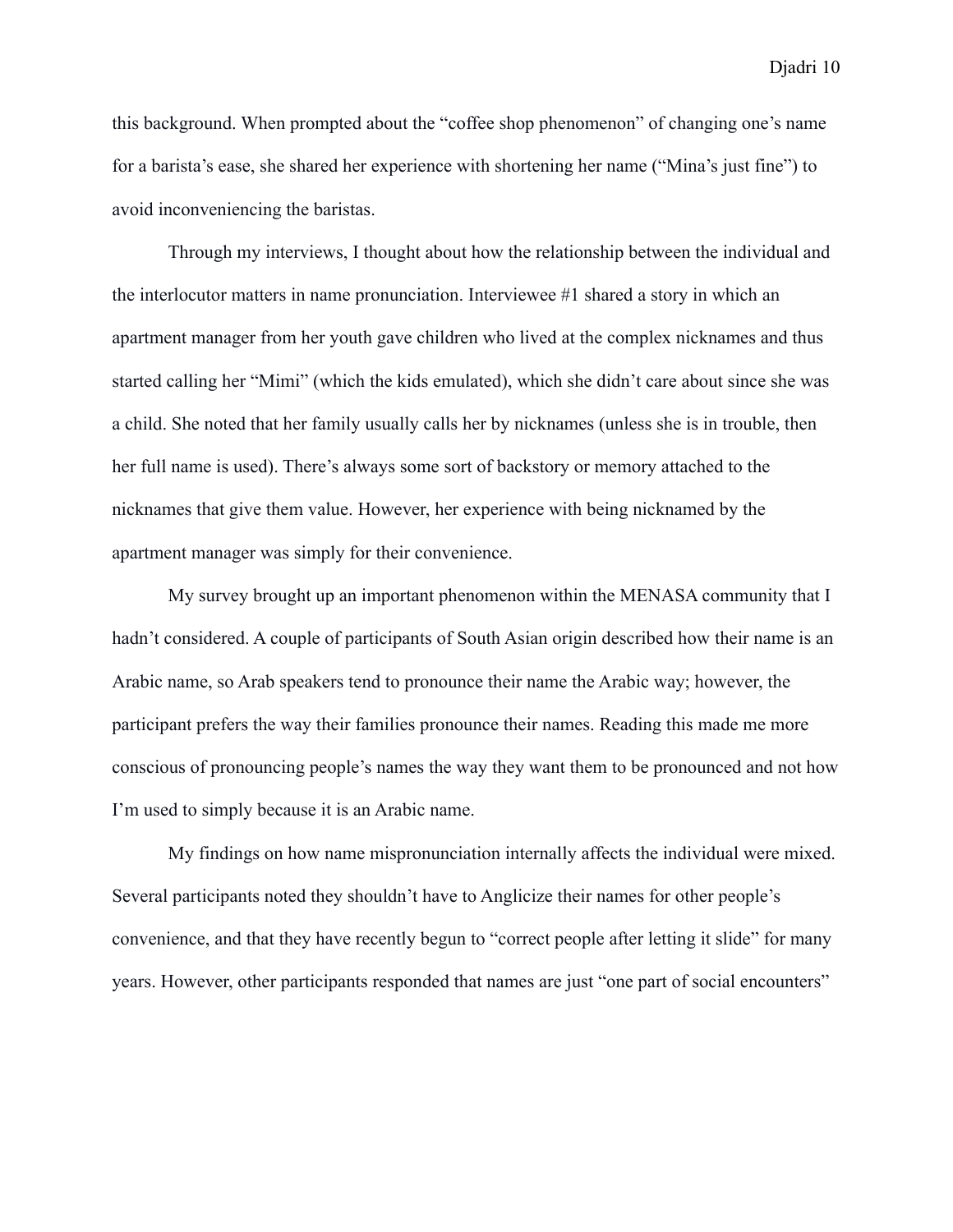this background. When prompted about the "coffee shop phenomenon" of changing one's name for a barista's ease, she shared her experience with shortening her name ("Mina's just fine") to avoid inconveniencing the baristas.

Through my interviews, I thought about how the relationship between the individual and the interlocutor matters in name pronunciation. Interviewee #1 shared a story in which an apartment manager from her youth gave children who lived at the complex nicknames and thus started calling her "Mimi" (which the kids emulated), which she didn't care about since she was a child. She noted that her family usually calls her by nicknames (unless she is in trouble, then her full name is used). There's always some sort of backstory or memory attached to the nicknames that give them value. However, her experience with being nicknamed by the apartment manager was simply for their convenience.

My survey brought up an important phenomenon within the MENASA community that I hadn't considered. A couple of participants of South Asian origin described how their name is an Arabic name, so Arab speakers tend to pronounce their name the Arabic way; however, the participant prefers the way their families pronounce their names. Reading this made me more conscious of pronouncing people's names the way they want them to be pronounced and not how I'm used to simply because it is an Arabic name.

My findings on how name mispronunciation internally affects the individual were mixed. Several participants noted they shouldn't have to Anglicize their names for other people's convenience, and that they have recently begun to "correct people after letting it slide" for many years. However, other participants responded that names are just "one part of social encounters"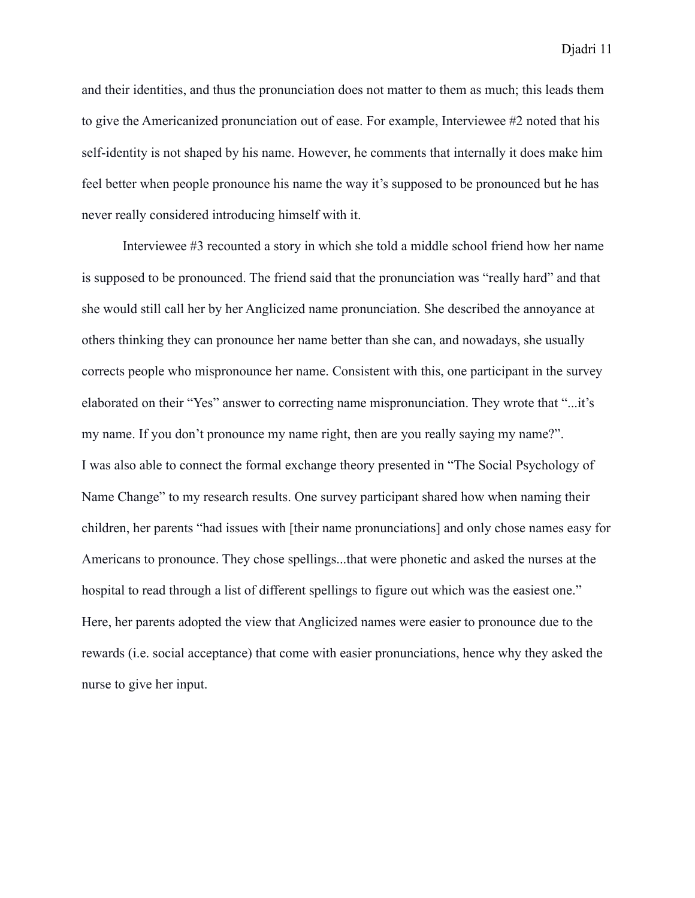and their identities, and thus the pronunciation does not matter to them as much; this leads them to give the Americanized pronunciation out of ease. For example, Interviewee #2 noted that his self-identity is not shaped by his name. However, he comments that internally it does make him feel better when people pronounce his name the way it's supposed to be pronounced but he has never really considered introducing himself with it.

Interviewee #3 recounted a story in which she told a middle school friend how her name is supposed to be pronounced. The friend said that the pronunciation was "really hard" and that she would still call her by her Anglicized name pronunciation. She described the annoyance at others thinking they can pronounce her name better than she can, and nowadays, she usually corrects people who mispronounce her name. Consistent with this, one participant in the survey elaborated on their "Yes" answer to correcting name mispronunciation. They wrote that "...it's my name. If you don't pronounce my name right, then are you really saying my name?".

I was also able to connect the formal exchange theory presented in "The Social Psychology of Name Change" to my research results. One survey participant shared how when naming their children, her parents "had issues with [their name pronunciations] and only chose names easy for Americans to pronounce. They chose spellings...that were phonetic and asked the nurses at the hospital to read through a list of different spellings to figure out which was the easiest one." Here, her parents adopted the view that Anglicized names were easier to pronounce due to the rewards (i.e. social acceptance) that come with easier pronunciations, hence why they asked the nurse to give her input.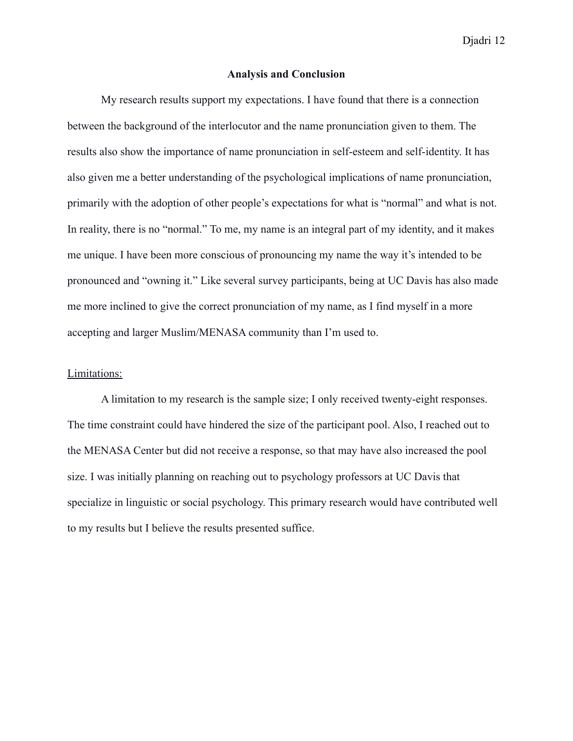## Analysis and Conclusion

My research results support my expectations. I have found that there is a connection between the background of the interlocutor and the name pronunciation given to them. The results also show the importance of name pronunciation in self-esteem and self-identity. It has also given me a better understanding of the psychological implications of name pronunciation, primarily with the adoption of other people's expectations for what is "normal" and what is not. In reality, there is no "normal." To me, my name is an integral part of my identity, and it makes me unique. I have been more conscious of pronouncing my name the way it's intended to be pronounced and "owning it." Like several survey participants, being at UC Davis has also made me more inclined to give the correct pronunciation of my name, as I find myself in a more accepting and larger Muslim/MENASA community than I'm used to.

### Limitations:

A limitation to my research is the sample size; I only received twenty-eight responses. The time constraint could have hindered the size of the participant pool. Also, I reached out to the MENASA Center but did not receive a response, so that may have also increased the pool size. I was initially planning on reaching out to psychology professors at UC Davis that specialize in linguistic or social psychology. This primary research would have contributed well to my results but I believe the results presented suffice.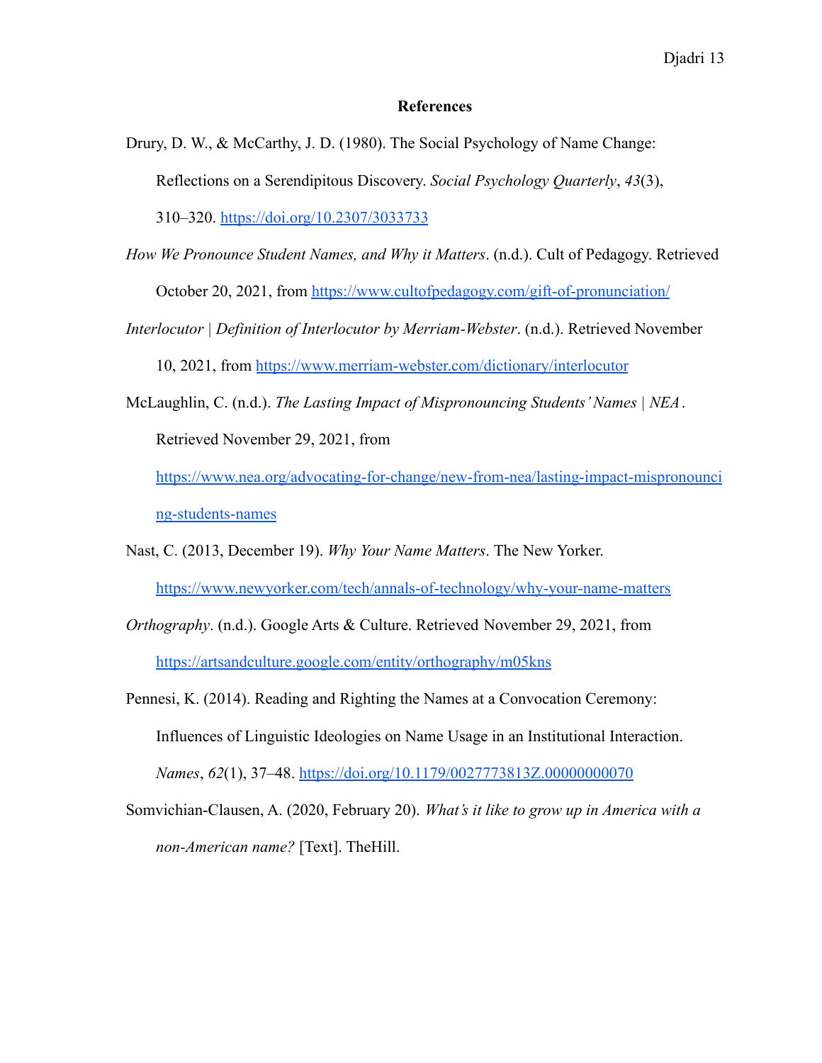## References

Drury, D. W., & McCarthy, J. D. (1980). The Social Psychology of Name Change: Reflections on a Serendipitous Discovery. *Social Psychology Quarterly*, *43*(3), 310–320. https://doi.org/10.2307/3033733

*How We Pronounce Student Names, and Why it Matters*. (n.d.). Cult of Pedagogy. Retrieved October 20, 2021, from https://www.cultofpedagogy.com/gift-of-pronunciation/

*Interlocutor | Definition of Interlocutor by Merriam-Webster*. (n.d.). Retrieved November 10, 2021, from https://www.merriam-webster.com/dictionary/interlocutor

McLaughlin, C. (n.d.). *The Lasting Impact of Mispronouncing Students' Names | NEA*. Retrieved November 29, 2021, from https://www.nea.org/advocating-for-change/new-from-nea/lasting-impact-mispronouncing-students-names

Nast, C. (2013, December 19). *Why Your Name Matters*. The New Yorker. https://www.newyorker.com/tech/annals-of-technology/why-your-name-matters

*Orthography*. (n.d.). Google Arts & Culture. Retrieved November 29, 2021, from https://artsandculture.google.com/entity/orthography/m05kns

Pennesi, K. (2014). Reading and Righting the Names at a Convocation Ceremony: Influences of Linguistic Ideologies on Name Usage in an Institutional Interaction. *Names*, *62*(1), 37–48. https://doi.org/10.1179/0027773813Z.00000000070

Somvichian-Clausen, A. (2020, February 20). *What's it like to grow up in America with a non-American name?* [Text]. TheHill.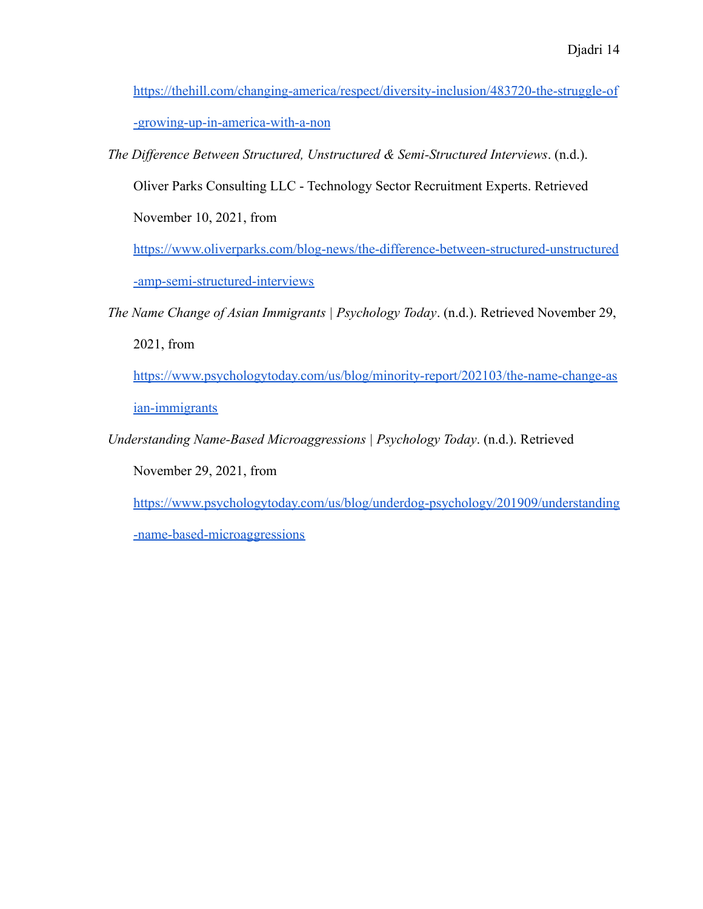https://thehill.com/changing-america/respect/diversity-inclusion/483720-the-struggle-of-growing-up-in-america-with-a-non

*The Difference Between Structured, Unstructured & Semi-Structured Interviews*. (n.d.). Oliver Parks Consulting LLC - Technology Sector Recruitment Experts. Retrieved November 10, 2021, from https://www.oliverparks.com/blog-news/the-difference-between-structured-unstructured-amp-semi-structured-interviews

*The Name Change of Asian Immigrants | Psychology Today*. (n.d.). Retrieved November 29, 2021, from https://www.psychologytoday.com/us/blog/minority-report/202103/the-name-change-asian-immigrants

*Understanding Name-Based Microaggressions | Psychology Today*. (n.d.). Retrieved November 29, 2021, from https://www.psychologytoday.com/us/blog/underdog-psychology/201909/understanding-name-based-microaggressions